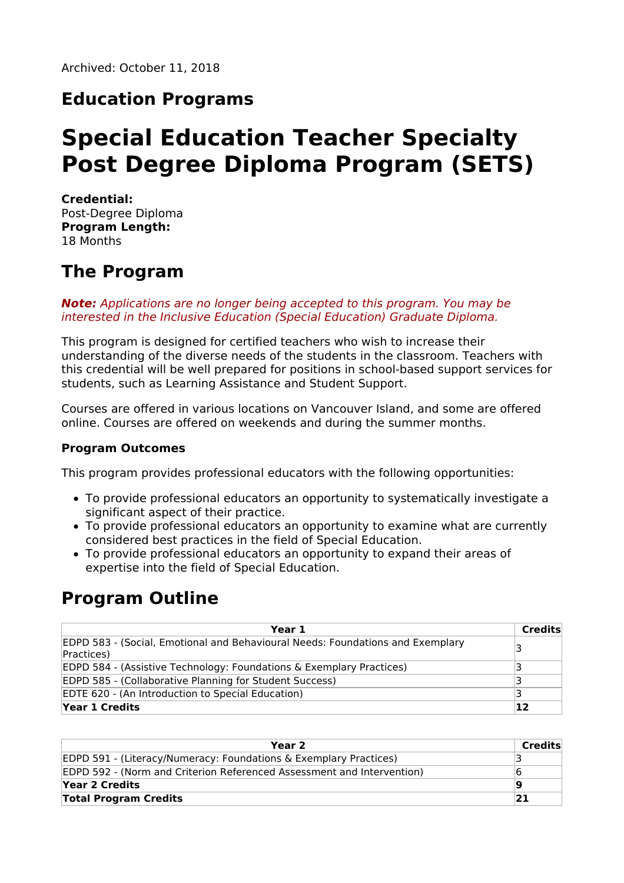Archived: October 11, 2018

## Education Programs

# Special Education Teacher Specialty Post Degree Diploma Program (SETS)

**Credential:**
Post-Degree Diploma
**Program Length:**
18 Months

## The Program

***Note:*** *Applications are no longer being accepted to this program. You may be interested in the Inclusive Education (Special Education) Graduate Diploma.*

This program is designed for certified teachers who wish to increase their understanding of the diverse needs of the students in the classroom. Teachers with this credential will be well prepared for positions in school-based support services for students, such as Learning Assistance and Student Support.

Courses are offered in various locations on Vancouver Island, and some are offered online. Courses are offered on weekends and during the summer months.

### Program Outcomes

This program provides professional educators with the following opportunities:

- To provide professional educators an opportunity to systematically investigate a significant aspect of their practice.
- To provide professional educators an opportunity to examine what are currently considered best practices in the field of Special Education.
- To provide professional educators an opportunity to expand their areas of expertise into the field of Special Education.

## Program Outline

| Year 1 | Credits |
|---|---|
| EDPD 583 - (Social, Emotional and Behavioural Needs: Foundations and Exemplary Practices) | 3 |
| EDPD 584 - (Assistive Technology: Foundations & Exemplary Practices) | 3 |
| EDPD 585 - (Collaborative Planning for Student Success) | 3 |
| EDTE 620 - (An Introduction to Special Education) | 3 |
| **Year 1 Credits** | **12** |

| Year 2 | Credits |
|---|---|
| EDPD 591 - (Literacy/Numeracy: Foundations & Exemplary Practices) | 3 |
| EDPD 592 - (Norm and Criterion Referenced Assessment and Intervention) | 6 |
| **Year 2 Credits** | **9** |
| **Total Program Credits** | **21** |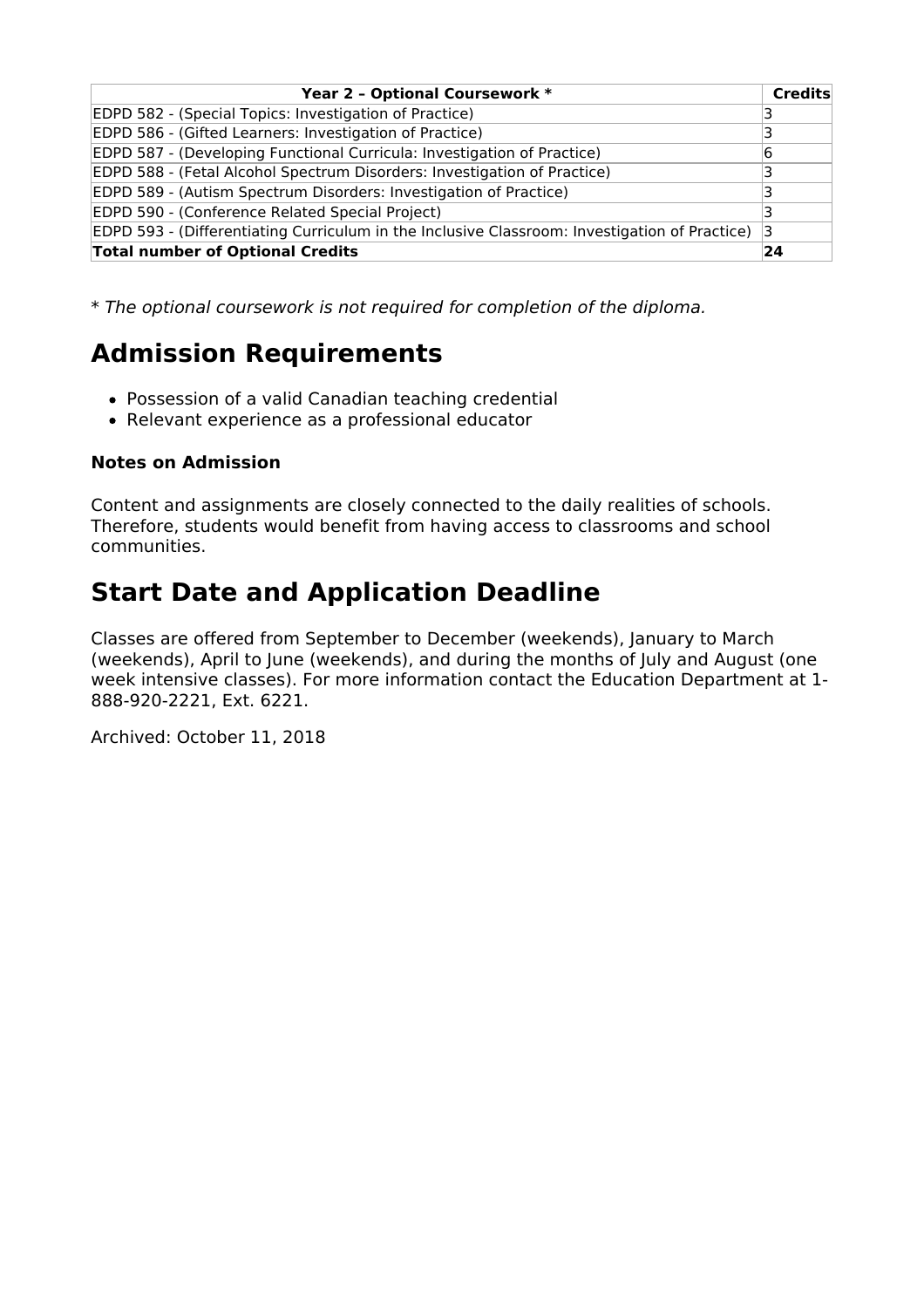| Year 2 – Optional Coursework * | Credits |
|---|---|
| EDPD 582 - (Special Topics: Investigation of Practice) | 3 |
| EDPD 586 - (Gifted Learners: Investigation of Practice) | 3 |
| EDPD 587 - (Developing Functional Curricula: Investigation of Practice) | 6 |
| EDPD 588 - (Fetal Alcohol Spectrum Disorders: Investigation of Practice) | 3 |
| EDPD 589 - (Autism Spectrum Disorders: Investigation of Practice) | 3 |
| EDPD 590 - (Conference Related Special Project) | 3 |
| EDPD 593 - (Differentiating Curriculum in the Inclusive Classroom: Investigation of Practice) | 3 |
| **Total number of Optional Credits** | **24** |

* *The optional coursework is not required for completion of the diploma.*

## Admission Requirements

- Possession of a valid Canadian teaching credential
- Relevant experience as a professional educator

### Notes on Admission

Content and assignments are closely connected to the daily realities of schools. Therefore, students would benefit from having access to classrooms and school communities.

## Start Date and Application Deadline

Classes are offered from September to December (weekends), January to March (weekends), April to June (weekends), and during the months of July and August (one week intensive classes). For more information contact the Education Department at 1-888-920-2221, Ext. 6221.

Archived: October 11, 2018